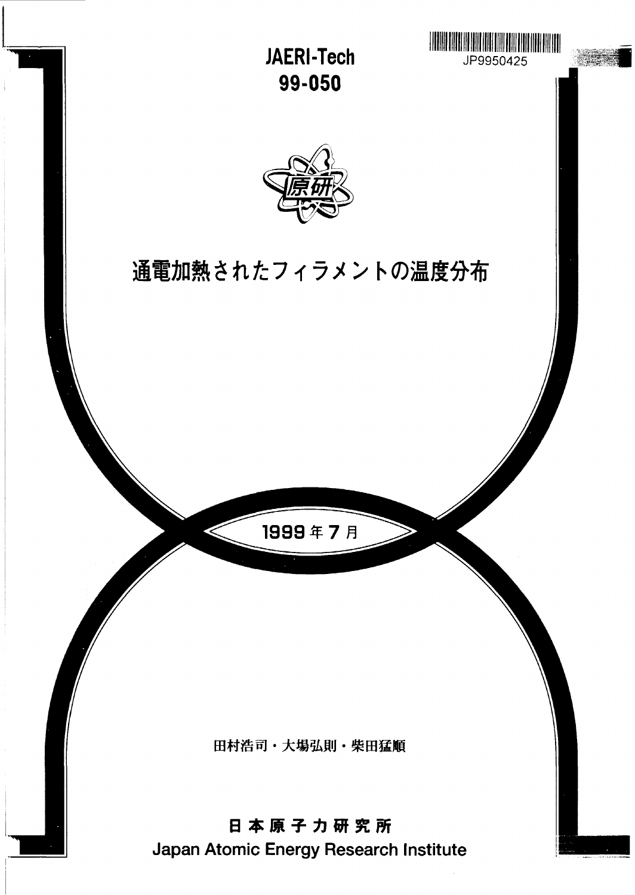JAERI-Tech 99-050

JP9950425

# 通電加熱されたフィラメントの温度分布

1999年7月

田村浩司・大場弘則・柴田猛順

日本原子力研究所

Japan Atomic Energy Research Institute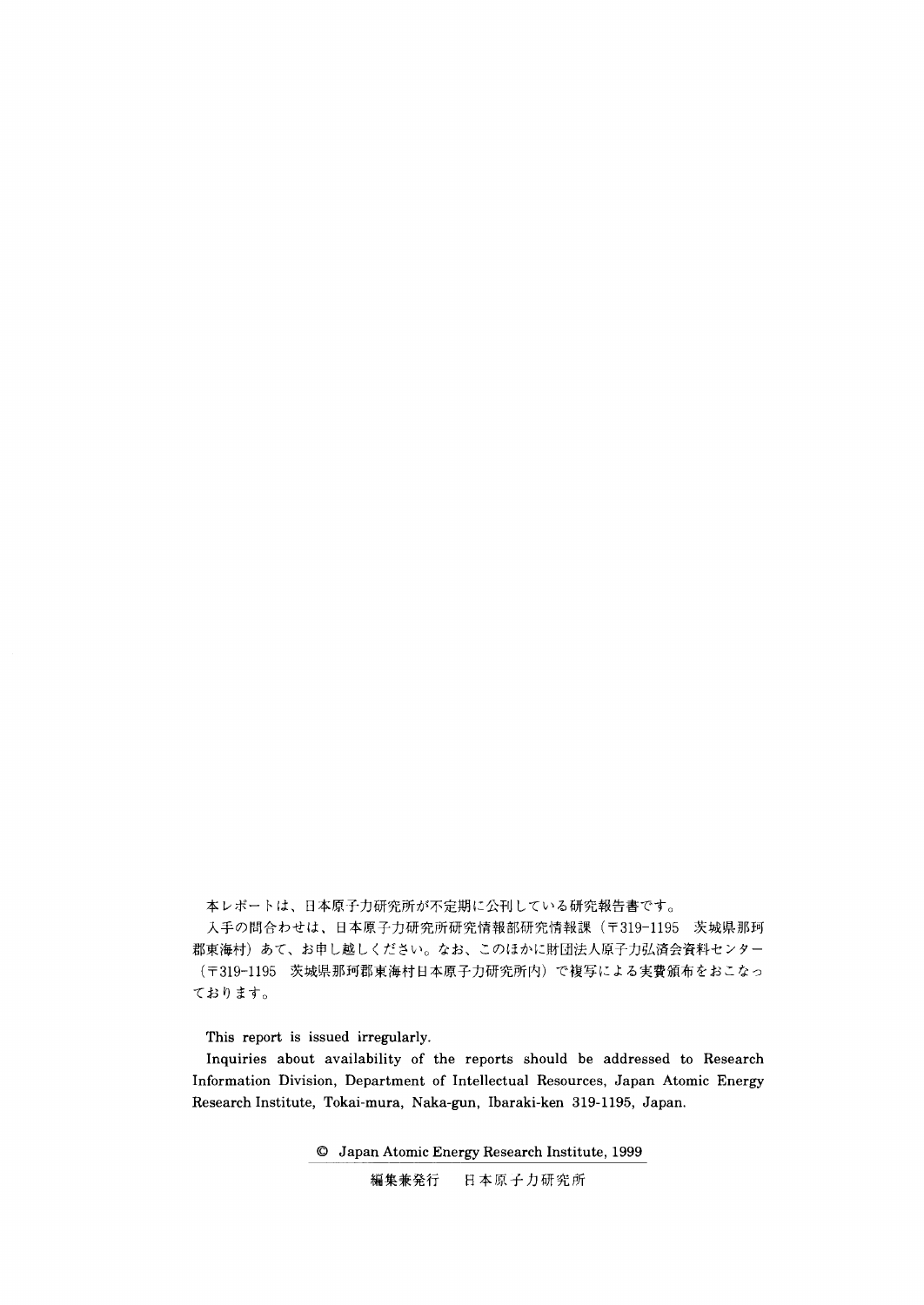本レポートは、日本原子力研究所が不定期に公刊している研究報告書です。

入手の問合わせは、日本原子力研究所研究情報部研究情報課（〒319-1195　茨城県那珂郡東海村）あて、お申し越しください。なお、このほかに財団法人原子力弘済会資料センター（〒319-1195　茨城県那珂郡東海村日本原子力研究所内）で複写による実費頒布をおこなっております。

This report is issued irregularly.

Inquiries about availability of the reports should be addressed to Research Information Division, Department of Intellectual Resources, Japan Atomic Energy Research Institute, Tokai-mura, Naka-gun, Ibaraki-ken 319-1195, Japan.

© Japan Atomic Energy Research Institute, 1999

編集兼発行　日本原子力研究所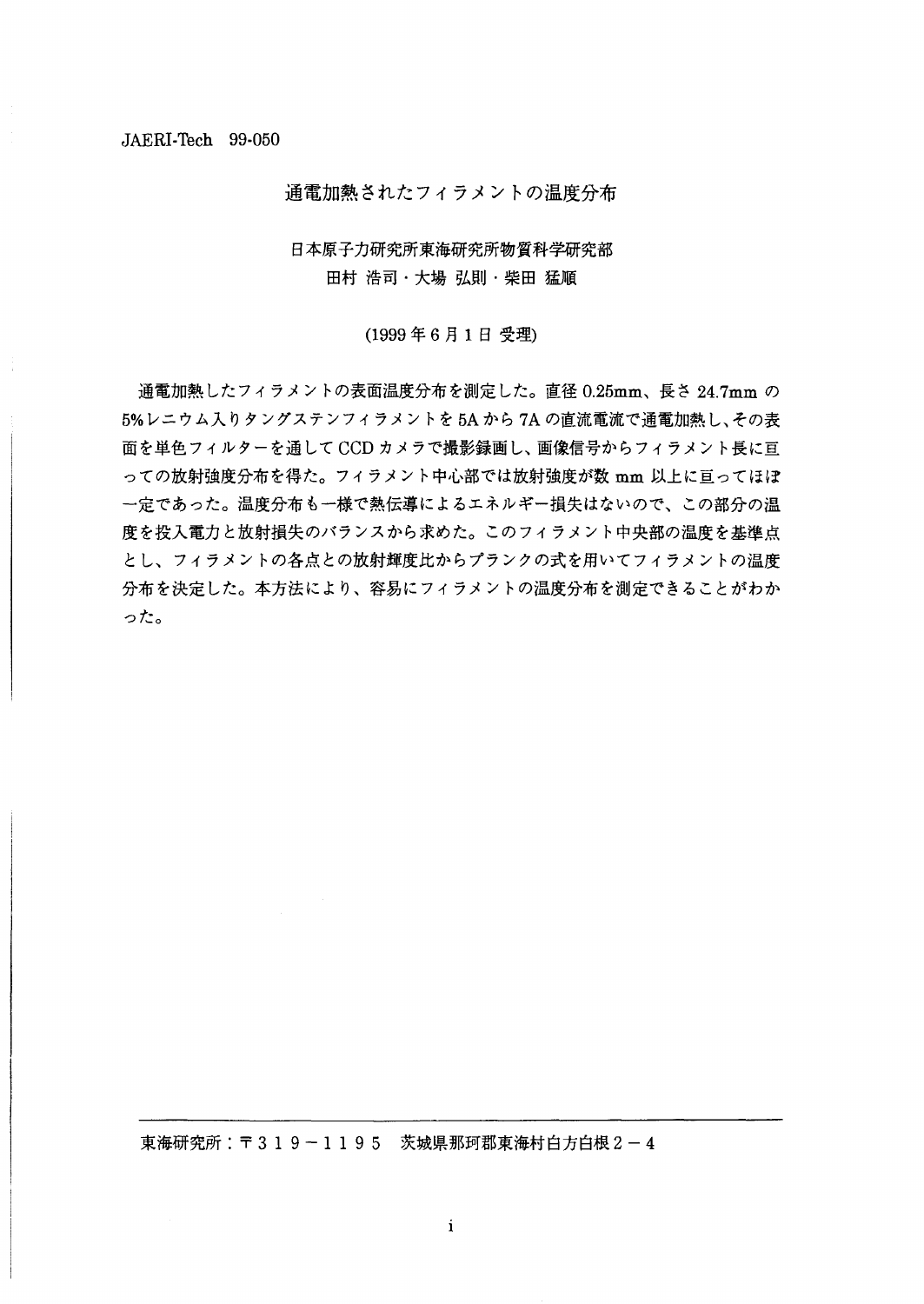JAERI-Tech 99-050

# 通電加熱されたフィラメントの温度分布

日本原子力研究所東海研究所物質科学研究部
田村 浩司・大場 弘則・柴田 猛順

(1999年6月1日 受理)

通電加熱したフィラメントの表面温度分布を測定した。直径0.25mm、長さ24.7mmの5%レニウム入りタングステンフィラメントを5Aから7Aの直流電流で通電加熱し、その表面を単色フィルターを通してCCDカメラで撮影録画し、画像信号からフィラメント長に亘っての放射強度分布を得た。フィラメント中心部では放射強度が数mm以上に亘ってほぼ一定であった。温度分布も一様で熱伝導によるエネルギー損失はないので、この部分の温度を投入電力と放射損失のバランスから求めた。このフィラメント中央部の温度を基準点とし、フィラメントの各点との放射輝度比からプランクの式を用いてフィラメントの温度分布を決定した。本方法により、容易にフィラメントの温度分布を測定できることがわかった。

東海研究所：〒319－1195 茨城県那珂郡東海村白方白根2－4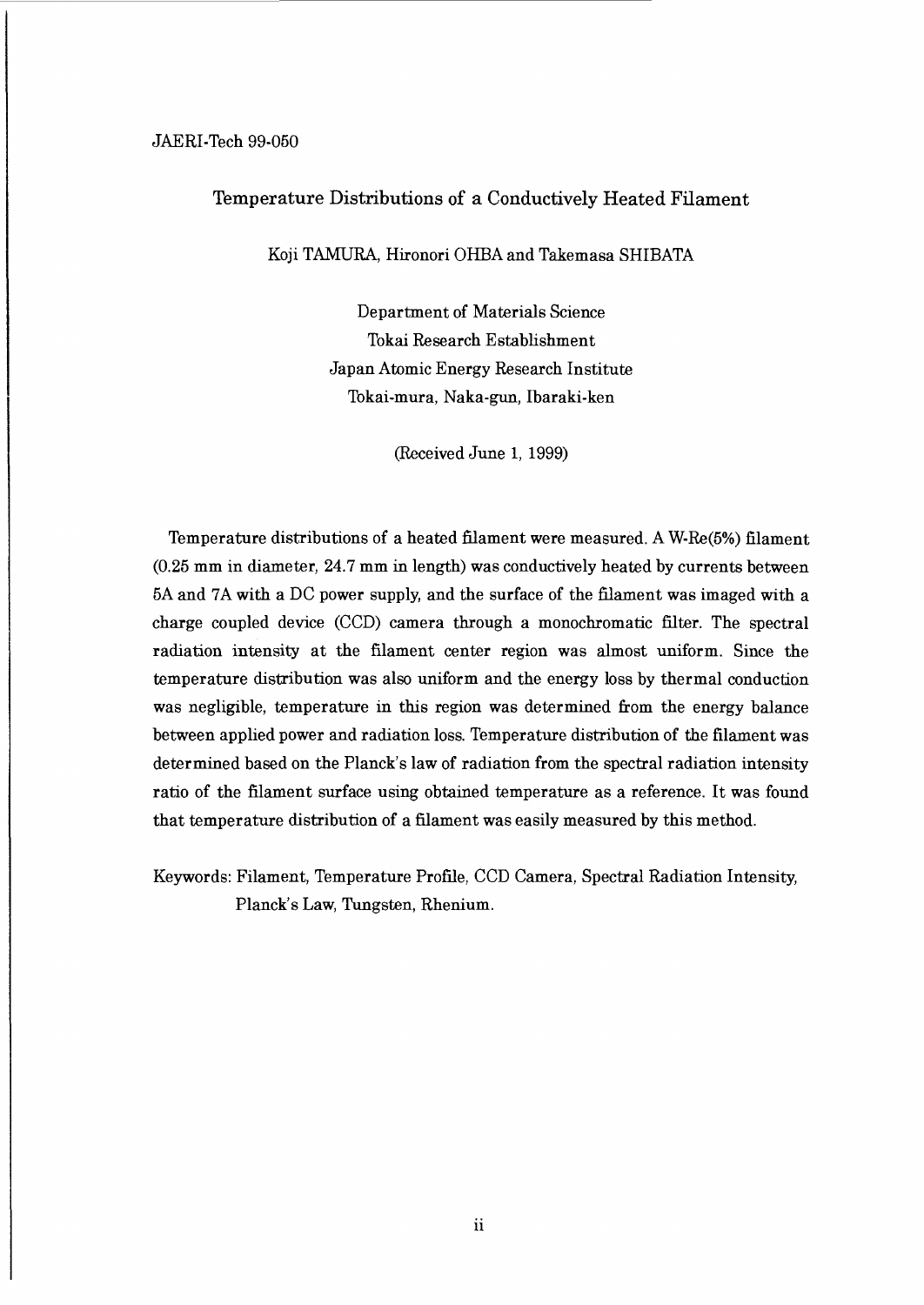JAERI-Tech 99-050

# Temperature Distributions of a Conductively Heated Filament

Koji TAMURA, Hironori OHBA and Takemasa SHIBATA

Department of Materials Science
Tokai Research Establishment
Japan Atomic Energy Research Institute
Tokai-mura, Naka-gun, Ibaraki-ken

(Received June 1, 1999)

Temperature distributions of a heated filament were measured. A W-Re(5%) filament (0.25 mm in diameter, 24.7 mm in length) was conductively heated by currents between 5A and 7A with a DC power supply, and the surface of the filament was imaged with a charge coupled device (CCD) camera through a monochromatic filter. The spectral radiation intensity at the filament center region was almost uniform. Since the temperature distribution was also uniform and the energy loss by thermal conduction was negligible, temperature in this region was determined from the energy balance between applied power and radiation loss. Temperature distribution of the filament was determined based on the Planck's law of radiation from the spectral radiation intensity ratio of the filament surface using obtained temperature as a reference. It was found that temperature distribution of a filament was easily measured by this method.

Keywords: Filament, Temperature Profile, CCD Camera, Spectral Radiation Intensity, Planck's Law, Tungsten, Rhenium.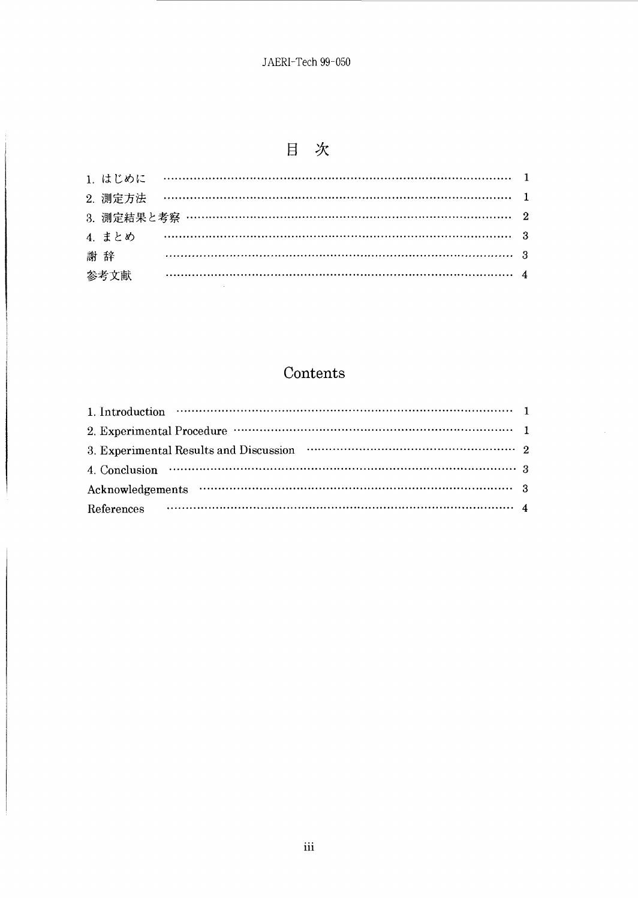# 目　次

1. はじめに ………………………………………………………………………… 1
2. 測定方法 ………………………………………………………………………… 1
3. 測定結果と考察 ………………………………………………………………… 2
4. まとめ ………………………………………………………………………… 3
謝 辞 ………………………………………………………………………… 3
参考文献 ………………………………………………………………………… 4

# Contents

1. Introduction ………………………………………………………………………… 1
2. Experimental Procedure ……………………………………………………………… 1
3. Experimental Results and Discussion ………………………………………………… 2
4. Conclusion ………………………………………………………………………… 3
Acknowledgements ………………………………………………………………………… 3
References ………………………………………………………………………… 4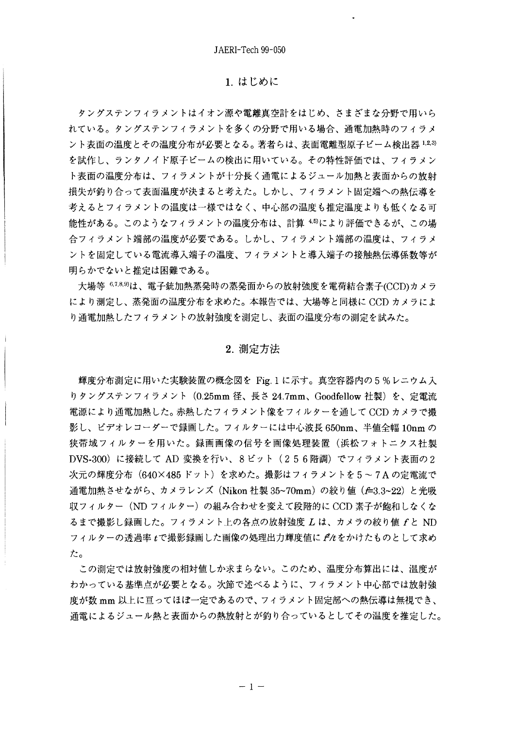## 1. はじめに

タングステンフィラメントはイオン源や電離真空計をはじめ、さまざまな分野で用いられている。タングステンフィラメントを多くの分野で用いる場合、通電加熱時のフィラメント表面の温度とその温度分布が必要となる。著者らは、表面電離型原子ビーム検出器[1,2,3]を試作し、ランタノイド原子ビームの検出に用いている。その特性評価では、フィラメント表面の温度分布は、フィラメントが十分長く通電によるジュール加熱と表面からの放射損失が釣り合って表面温度が決まると考えた。しかし、フィラメント固定端への熱伝導を考えるとフィラメントの温度は一様ではなく、中心部の温度も推定温度よりも低くなる可能性がある。このようなフィラメントの温度分布は、計算[4,5]により評価できるが、この場合フィラメント端部の温度が必要である。しかし、フィラメント端部の温度は、フィラメントを固定している電流導入端子の温度、フィラメントと導入端子の接触熱伝導係数等が明らかでないと推定は困難である。

大場等[6,7,8,9]は、電子銃加熱蒸発時の蒸発面からの放射強度を電荷結合素子(CCD)カメラにより測定し、蒸発面の温度分布を求めた。本報告では、大場等と同様に CCD カメラにより通電加熱したフィラメントの放射強度を測定し、表面の温度分布の測定を試みた。

## 2. 測定方法

輝度分布測定に用いた実験装置の概念図を Fig. 1 に示す。真空容器内の 5 % レニウム入りタングステンフィラメント（0.25mm 径、長さ 24.7mm、Goodfellow 社製）を、定電流電源により通電加熱した。赤熱したフィラメント像をフィルターを通して CCD カメラで撮影し、ビデオレコーダーで録画した。フィルターには中心波長 650nm、半値全幅 10nm の狭帯域フィルターを用いた。録画画像の信号を画像処理装置（浜松フォトニクス社製 DVS-300）に接続して AD 変換を行い、8 ビット（２５６階調）でフィラメント表面の２次元の輝度分布（640×485 ドット）を求めた。撮影はフィラメントを 5 ～ 7 A の定電流で通電加熱させながら、カメラレンズ（Nikon 社製 35~70mm）の絞り値（$f$=3.3~22）と光吸収フィルター（ND フィルター）の組み合わせを変えて段階的に CCD 素子が飽和しなくなるまで撮影し録画した。フィラメント上の各点の放射強度 $L$ は、カメラの絞り値 $f$ と ND フィルターの透過率 $t$ で撮影録画した画像の処理出力輝度値に $f^2/t$ をかけたものとして求めた。

この測定では放射強度の相対値しか求まらない。このため、温度分布算出には、温度がわかっている基準点が必要となる。次節で述べるように、フィラメント中心部では放射強度が数 mm 以上に亘ってほぼ一定であるので、フィラメント固定部への熱伝導は無視でき、通電によるジュール熱と表面からの熱放射とが釣り合っているとしてその温度を推定した。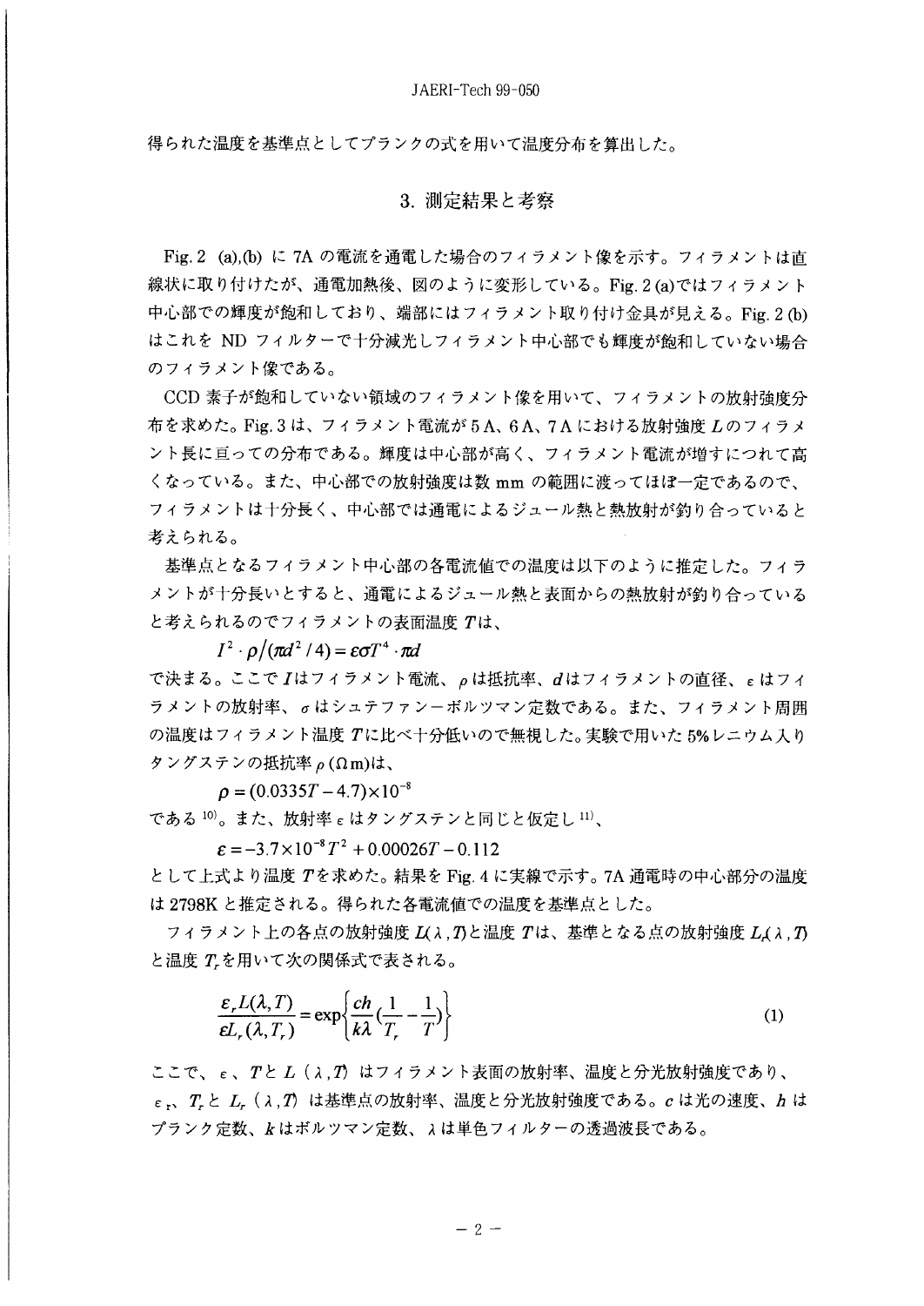得られた温度を基準点としてプランクの式を用いて温度分布を算出した。

## 3. 測定結果と考察

Fig. 2 (a),(b) に 7A の電流を通電した場合のフィラメント像を示す。フィラメントは直線状に取り付けたが、通電加熱後、図のように変形している。Fig. 2 (a)ではフィラメント中心部での輝度が飽和しており、端部にはフィラメント取り付け金具が見える。Fig. 2 (b)はこれを ND フィルターで十分減光しフィラメント中心部でも輝度が飽和していない場合のフィラメント像である。

CCD 素子が飽和していない領域のフィラメント像を用いて、フィラメントの放射強度分布を求めた。Fig. 3 は、フィラメント電流が 5 A、6 A、7 A における放射強度 $L$ のフィラメント長に亘っての分布である。輝度は中心部が高く、フィラメント電流が増すにつれて高くなっている。また、中心部での放射強度は数 mm の範囲に渡ってほぼ一定であるので、フィラメントは十分長く、中心部では通電によるジュール熱と熱放射が釣り合っていると考えられる。

基準点となるフィラメント中心部の各電流値での温度は以下のように推定した。フィラメントが十分長いとすると、通電によるジュール熱と表面からの熱放射が釣り合っていると考えられるのでフィラメントの表面温度 $T$は、

$$I^2 \cdot \rho / (\pi d^2 / 4) = \varepsilon \sigma T^4 \cdot \pi d$$

で決まる。ここで $I$はフィラメント電流、$\rho$は抵抗率、$d$はフィラメントの直径、$\varepsilon$はフィラメントの放射率、$\sigma$はシュテファン－ボルツマン定数である。また、フィラメント周囲の温度はフィラメント温度 $T$に比べ十分低いので無視した。実験で用いた 5%レニウム入りタングステンの抵抗率 $\rho$ (Ωm)は、

$$\rho = (0.0335T - 4.7) \times 10^{-8}$$

である[10]。また、放射率 $\varepsilon$はタングステンと同じと仮定し[11]、

$$\varepsilon = -3.7 \times 10^{-8} T^2 + 0.00026T - 0.112$$

として上式より温度 $T$を求めた。結果を Fig. 4 に実線で示す。7A 通電時の中心部分の温度は 2798K と推定される。得られた各電流値での温度を基準点とした。

フィラメント上の各点の放射強度 $L(\lambda, T)$と温度 $T$は、基準となる点の放射強度 $L_r(\lambda, T)$と温度 $T_r$を用いて次の関係式で表される。

$$\frac{\varepsilon_r L(\lambda, T)}{\varepsilon L_r(\lambda, T_r)} = \exp\left\{ \frac{ch}{k\lambda} \left( \frac{1}{T_r} - \frac{1}{T} \right) \right\} \tag{1}$$

ここで、$\varepsilon$、$T$と $L(\lambda, T)$ はフィラメント表面の放射率、温度と分光放射強度であり、$\varepsilon_r$、$T_r$と $L_r(\lambda, T)$ は基準点の放射率、温度と分光放射強度である。$c$は光の速度、$h$はプランク定数、$k$はボルツマン定数、$\lambda$は単色フィルターの透過波長である。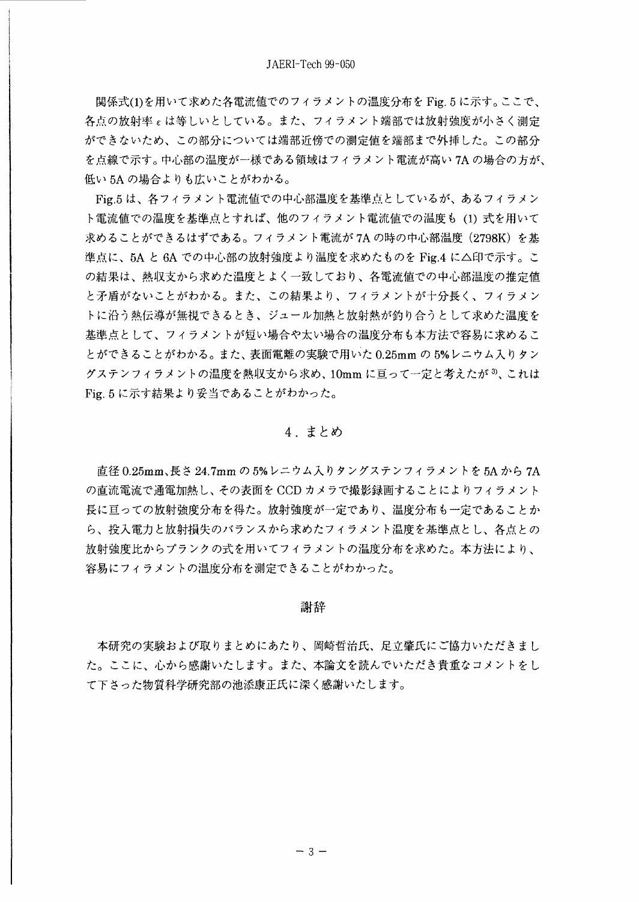関係式(1)を用いて求めた各電流値でのフィラメントの温度分布を Fig. 5 に示す。ここで、各点の放射率 $\varepsilon$ は等しいとしている。また、フィラメント端部では放射強度が小さく測定ができないため、この部分については端部近傍での測定値を端部まで外挿した。この部分を点線で示す。中心部の温度が一様である領域はフィラメント電流が高い 7A の場合の方が、低い 5A の場合よりも広いことがわかる。

Fig.5 は、各フィラメント電流値での中心部温度を基準点としているが、あるフィラメント電流値での温度を基準点とすれば、他のフィラメント電流値での温度も (1) 式を用いて求めることができるはずである。フィラメント電流が 7A の時の中心部温度 (2798K) を基準点に、5A と 6A での中心部の放射強度より温度を求めたものを Fig.4 に△印で示す。この結果は、熱収支から求めた温度とよく一致しており、各電流値での中心部温度の推定値と矛盾がないことがわかる。また、この結果より、フィラメントが十分長く、フィラメントに沿う熱伝導が無視できるとき、ジュール加熱と放射熱が釣り合うとして求めた温度を基準点として、フィラメントが短い場合や太い場合の温度分布も本方法で容易に求めることができることがわかる。また、表面電離の実験で用いた 0.25mm の 5%レニウム入りタングステンフィラメントの温度を熱収支から求め、10mm に亘って一定と考えたが[3]、これは Fig. 5 に示す結果より妥当であることがわかった。

## 4. まとめ

直径 0.25mm、長さ 24.7mm の 5%レニウム入りタングステンフィラメントを 5A から 7A の直流電流で通電加熱し、その表面を CCD カメラで撮影録画することによりフィラメント長に亘っての放射強度分布を得た。放射強度が一定であり、温度分布も一定であることから、投入電力と放射損失のバランスから求めたフィラメント温度を基準点とし、各点との放射強度比からプランクの式を用いてフィラメントの温度分布を求めた。本方法により、容易にフィラメントの温度分布を測定できることがわかった。

## 謝辞

本研究の実験および取りまとめにあたり、岡崎哲治氏、足立肇氏にご協力いただきました。ここに、心から感謝いたします。また、本論文を読んでいただき貴重なコメントをして下さった物質科学研究部の池添康正氏に深く感謝いたします。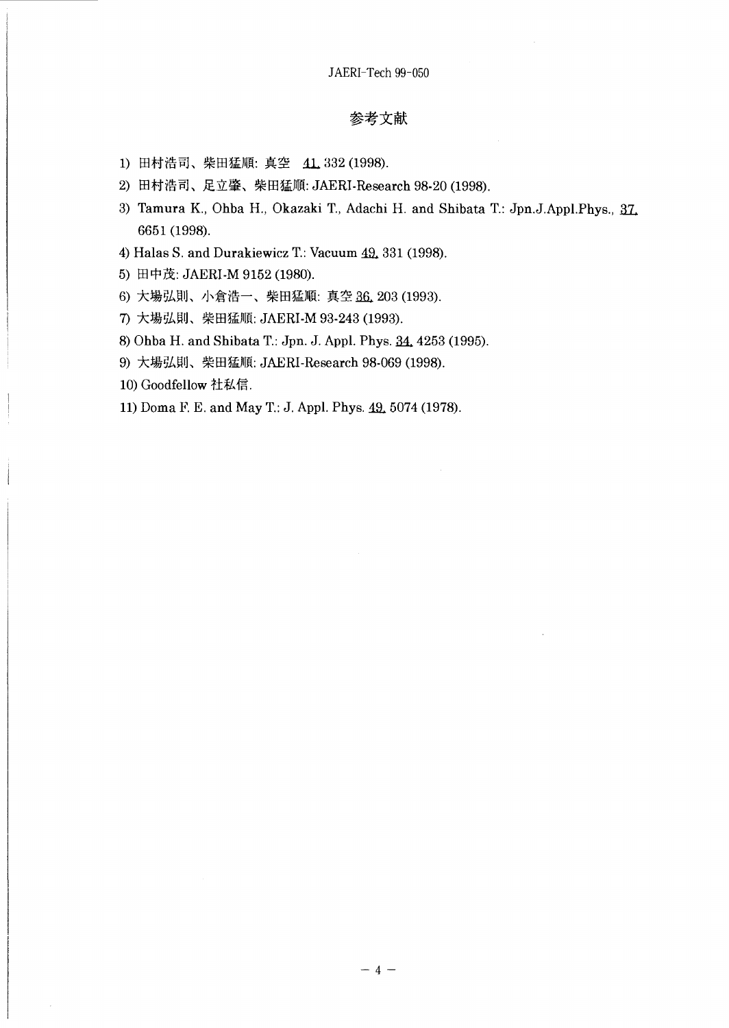# 参考文献

1) 田村浩司、柴田猛順: 真空 41, 332 (1998).
2) 田村浩司、足立肇、柴田猛順: JAERI-Research 98-20 (1998).
3) Tamura K., Ohba H., Okazaki T., Adachi H. and Shibata T.: Jpn.J.Appl.Phys., 37, 6651 (1998).
4) Halas S. and Durakiewicz T.: Vacuum 49, 331 (1998).
5) 田中茂: JAERI-M 9152 (1980).
6) 大場弘則、小倉浩一、柴田猛順: 真空 36, 203 (1993).
7) 大場弘則、柴田猛順: JAERI-M 93-243 (1993).
8) Ohba H. and Shibata T.: Jpn. J. Appl. Phys. 34, 4253 (1995).
9) 大場弘則、柴田猛順: JAERI-Research 98-069 (1998).
10) Goodfellow 社私信.
11) Doma F. E. and May T.: J. Appl. Phys. 49, 5074 (1978).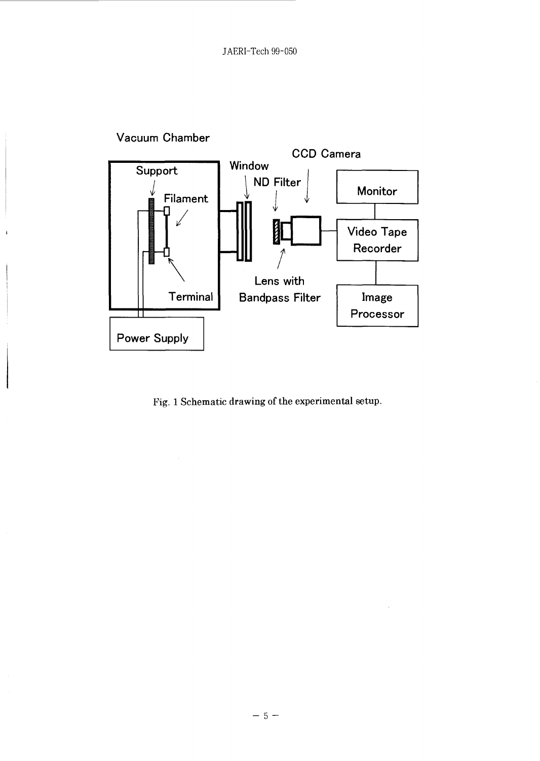Fig. 1 Schematic drawing of the experimental setup.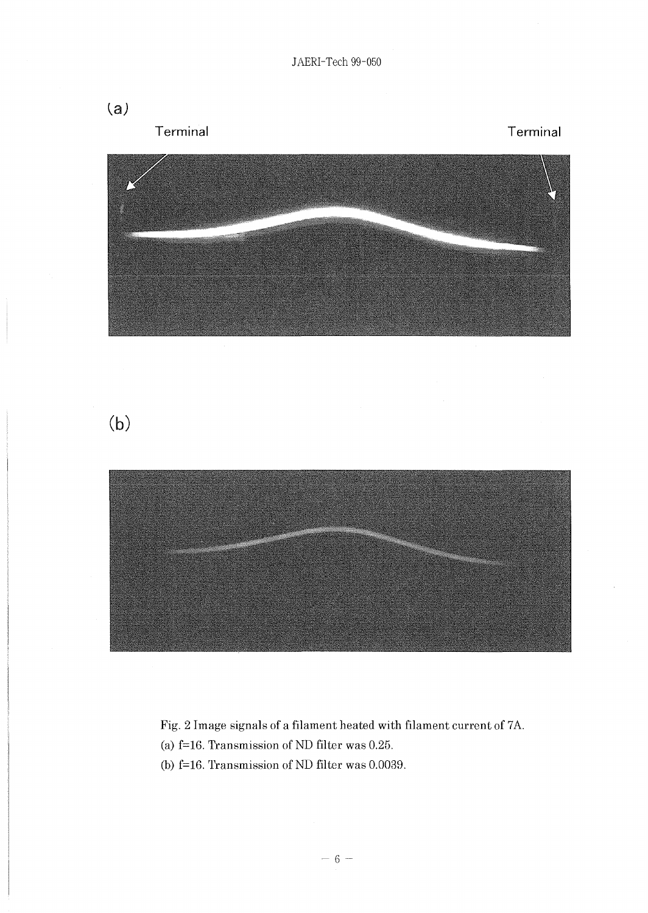(a)

Terminal Terminal

(b)

Fig. 2 Image signals of a filament heated with filament current of 7A.

(a) f=16. Transmission of ND filter was 0.25.

(b) f=16. Transmission of ND filter was 0.0039.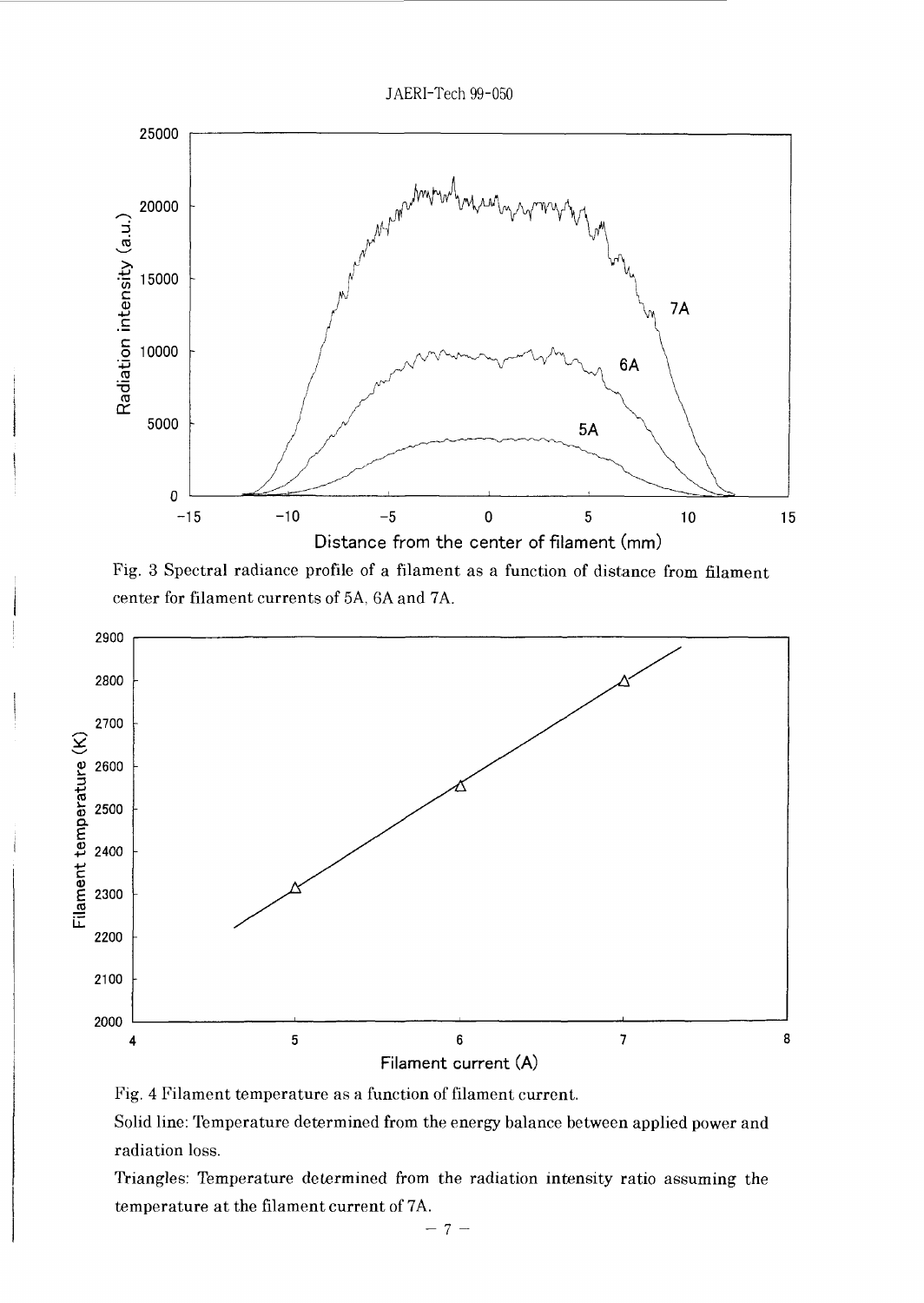Fig. 3 Spectral radiance profile of a filament as a function of distance from filament center for filament currents of 5A, 6A and 7A.

Fig. 4 Filament temperature as a function of filament current.

Solid line: Temperature determined from the energy balance between applied power and radiation loss.

Triangles: Temperature determined from the radiation intensity ratio assuming the temperature at the filament current of 7A.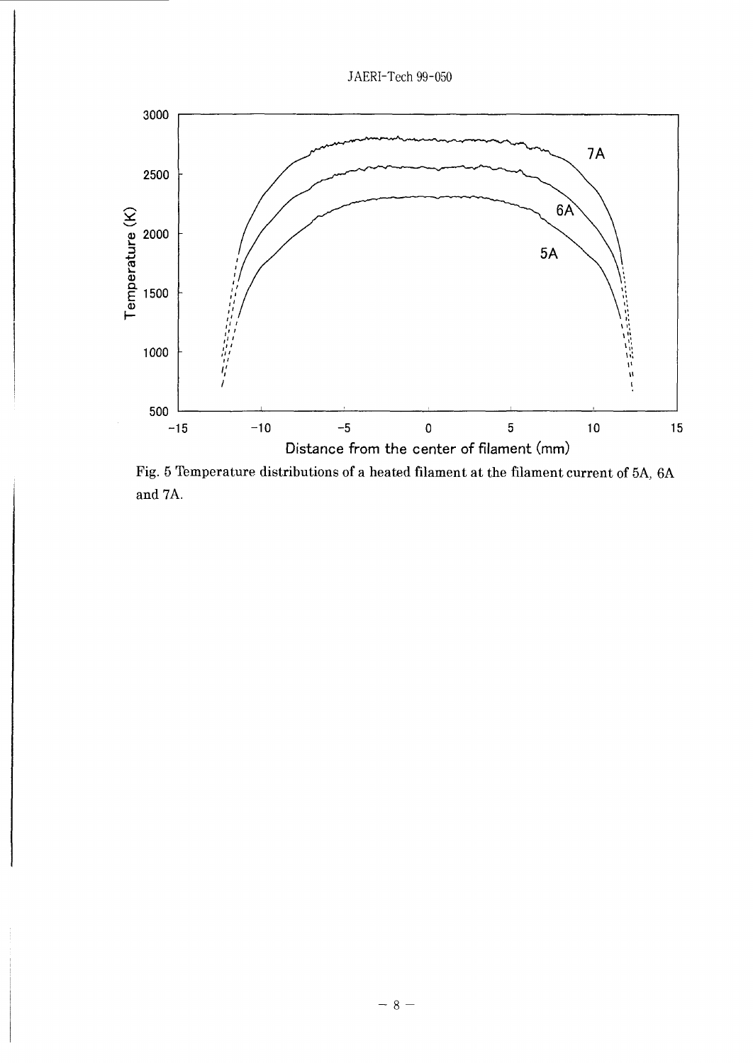Fig. 5 Temperature distributions of a heated filament at the filament current of 5A, 6A and 7A.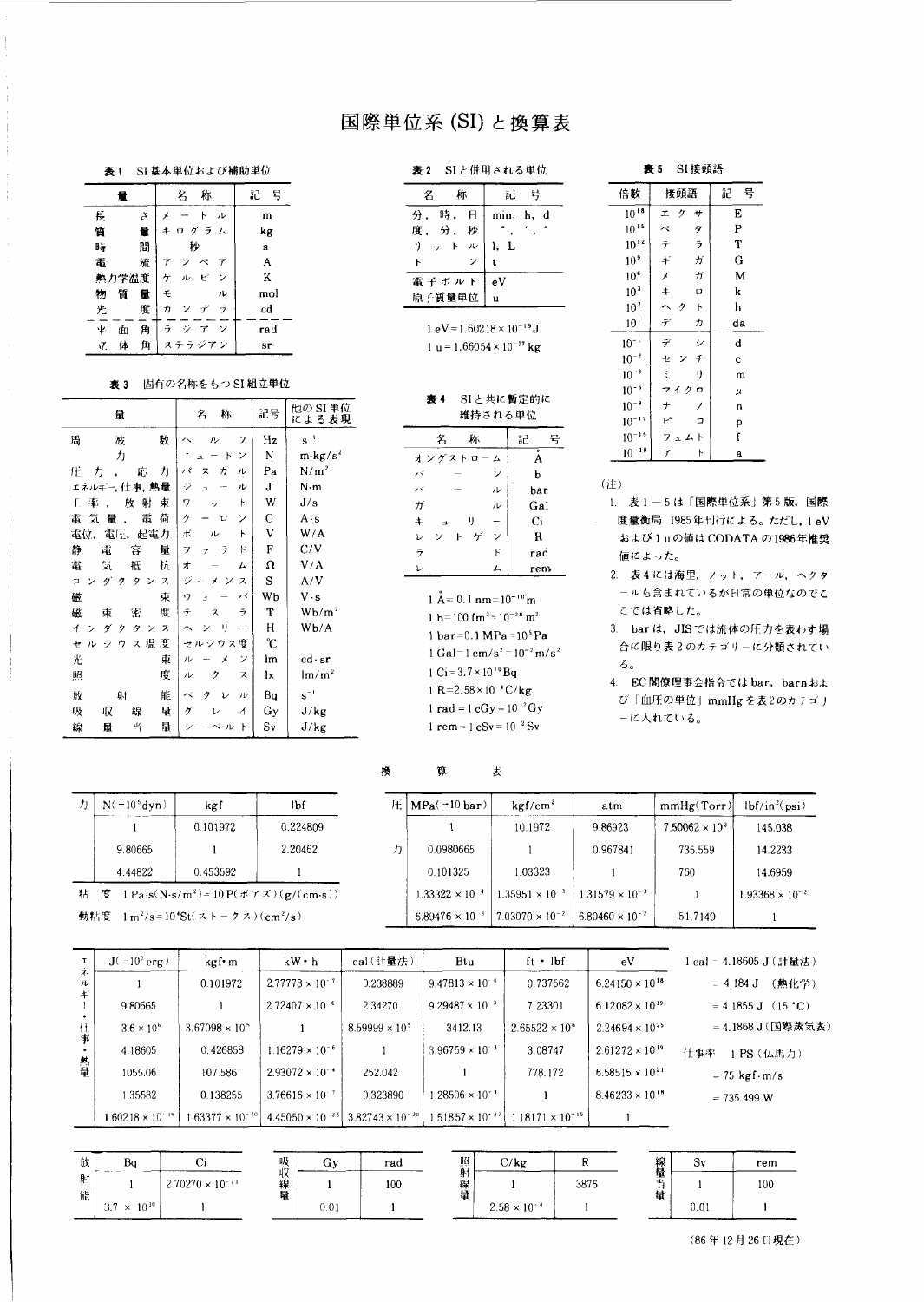# 国際単位系 (SI) と換算表

**表1　SI基本単位および補助単位**

| 量 | 名　称 | 記　号 |
|---|---|---|
| 長　さ | メートル | m |
| 質　量 | キログラム | kg |
| 時　間 | 秒 | s |
| 電　流 | アンペア | A |
| 熱力学温度 | ケルビン | K |
| 物質量 | モル | mol |
| 光　度 | カンデラ | cd |
| 平面角 | ラジアン | rad |
| 立体角 | ステラジアン | sr |

**表2　SIと併用される単位**

| 名　称 | 記　号 |
|---|---|
| 分，時，日 | min, h, d |
| 度，分，秒 | °, ′, ″ |
| リットル | l, L |
| トン | t |
| 電子ボルト | eV |
| 原子質量単位 | u |

1 eV = $1.60218\times10^{-19}$ J
1 u = $1.66054\times10^{-27}$ kg

**表3　固有の名称をもつSI組立単位**

| 量 | 名　称 | 記号 | 他のSI単位による表現 |
|---|---|---|---|
| 周波数 | ヘルツ | Hz | $s^{-1}$ |
| 力 | ニュートン | N | $m\cdot kg/s^2$ |
| 圧力，応力 | パスカル | Pa | $N/m^2$ |
| エネルギー，仕事，熱量 | ジュール | J | N·m |
| 工率，放射束 | ワット | W | J/s |
| 電気量，電荷 | クーロン | C | A·s |
| 電位，電圧，起電力 | ボルト | V | W/A |
| 静電容量 | ファラド | F | C/V |
| 電気抵抗 | オーム | Ω | V/A |
| コンダクタンス | ジーメンス | S | A/V |
| 磁束 | ウェーバ | Wb | V·s |
| 磁束密度 | テスラ | T | $Wb/m^2$ |
| インダクタンス | ヘンリー | H | Wb/A |
| セルシウス温度 | セルシウス度 | ℃ | |
| 光束 | ルーメン | lm | cd·sr |
| 照度 | ルクス | lx | $lm/m^2$ |
| 放射能 | ベクレル | Bq | $s^{-1}$ |
| 吸収線量 | グレイ | Gy | J/kg |
| 線量当量 | シーベルト | Sv | J/kg |

**表4　SIと共に暫定的に維持される単位**

| 名　称 | 記　号 |
|---|---|
| オングストローム | Å |
| バーン | b |
| バール | bar |
| ガル | Gal |
| キュリー | Ci |
| レントゲン | R |
| ラド | rad |
| レム | rem |

1 Å = 0.1 nm = $10^{-10}$ m
1 b = 100 $fm^2$ = $10^{-28}$ $m^2$
1 bar = 0.1 MPa = $10^5$ Pa
1 Gal = 1 $cm/s^2$ = $10^{-2}$ $m/s^2$
1 Ci = $3.7\times10^{10}$ Bq
1 R = $2.58\times10^{-4}$ C/kg
1 rad = 1 cGy = $10^{-2}$ Gy
1 rem = 1 cSv = $10^{-2}$ Sv

**表5　SI接頭語**

| 倍数 | 接頭語 | 記　号 |
|---|---|---|
| $10^{18}$ | エクサ | E |
| $10^{15}$ | ペタ | P |
| $10^{12}$ | テラ | T |
| $10^{9}$ | ギガ | G |
| $10^{6}$ | メガ | M |
| $10^{3}$ | キロ | k |
| $10^{2}$ | ヘクト | h |
| $10^{1}$ | デカ | da |
| $10^{-1}$ | デシ | d |
| $10^{-2}$ | センチ | c |
| $10^{-3}$ | ミリ | m |
| $10^{-6}$ | マイクロ | μ |
| $10^{-9}$ | ナノ | n |
| $10^{-12}$ | ピコ | p |
| $10^{-15}$ | フェムト | f |
| $10^{-18}$ | アト | a |

(注)

1. 表1－5は「国際単位系」第5版，国際度量衡局 1985年刊行による。ただし，1 eV および 1 u の値は CODATA の1986年推奨値によった。
2. 表4には海里，ノット，アール，ヘクタールも含まれているが日常の単位なのでここでは省略した。
3. bar は，JIS では流体の圧力を表わす場合に限り表2のカテゴリーに分類されている。
4. EC閣僚理事会指令では bar，barn および「血圧の単位」mmHg を表2のカテゴリーに入れている。

## 換　算　表

**力**

| N(=$10^5$dyn) | kgf | lbf |
|---|---|---|
| 1 | 0.101972 | 0.224809 |
| 9.80665 | 1 | 2.20462 |
| 4.44822 | 0.453592 | 1 |

粘　度　1 Pa·s($N\cdot s/m^2$) = 10 P(ポアズ)(g/(cm·s))

動粘度　1 $m^2$/s = $10^4$St(ストークス)($cm^2$/s)

**圧力**

| MPa(=10 bar) | $kgf/cm^2$ | atm | mmHg(Torr) | $lbf/in^2$(psi) |
|---|---|---|---|---|
| 1 | 10.1972 | 9.86923 | $7.50062\times10^{3}$ | 145.038 |
| 0.0980665 | 1 | 0.967841 | 735.559 | 14.2233 |
| 0.101325 | 1.03323 | 1 | 760 | 14.6959 |
| $1.33322\times10^{-4}$ | $1.35951\times10^{-3}$ | $1.31579\times10^{-3}$ | 1 | $1.93368\times10^{-2}$ |
| $6.89476\times10^{-3}$ | $7.03070\times10^{-2}$ | $6.80460\times10^{-2}$ | 51.7149 | 1 |

**エネルギー・仕事・熱量**

| J(=$10^7$erg) | kgf·m | kW·h | cal(計量法) | Btu | ft·lbf | eV |
|---|---|---|---|---|---|---|
| 1 | 0.101972 | $2.77778\times10^{-7}$ | 0.238889 | $9.47813\times10^{-4}$ | 0.737562 | $6.24150\times10^{18}$ |
| 9.80665 | 1 | $2.72407\times10^{-6}$ | 2.34270 | $9.29487\times10^{-3}$ | 7.23301 | $6.12082\times10^{19}$ |
| $3.6\times10^{6}$ | $3.67098\times10^{5}$ | 1 | $8.59999\times10^{5}$ | 3412.13 | $2.65522\times10^{6}$ | $2.24694\times10^{25}$ |
| 4.18605 | 0.426858 | $1.16279\times10^{-6}$ | 1 | $3.96759\times10^{-3}$ | 3.08747 | $2.61272\times10^{19}$ |
| 1055.06 | 107.586 | $2.93072\times10^{-4}$ | 252.042 | 1 | 778.172 | $6.58515\times10^{21}$ |
| 1.35582 | 0.138255 | $3.76616\times10^{-7}$ | 0.323890 | $1.28506\times10^{-3}$ | 1 | $8.46233\times10^{18}$ |
| $1.60218\times10^{-19}$ | $1.63377\times10^{-20}$ | $4.45050\times10^{-26}$ | $3.82743\times10^{-20}$ | $1.51857\times10^{-22}$ | $1.18171\times10^{-19}$ | 1 |

1 cal = 4.18605 J (計量法)
　　= 4.184 J (熱化学)
　　= 4.1855 J (15 ℃)
　　= 4.1868 J (国際蒸気表)

仕事率　1 PS (仏馬力)
　　= 75 kgf·m/s
　　= 735.499 W

**放射能**

| Bq | Ci |
|---|---|
| 1 | $2.70270\times10^{-11}$ |
| $3.7\times10^{10}$ | 1 |

**吸収線量**

| Gy | rad |
|---|---|
| 1 | 100 |
| 0.01 | 1 |

**照射線量**

| C/kg | R |
|---|---|
| 1 | 3876 |
| $2.58\times10^{-4}$ | 1 |

**線量当量**

| Sv | rem |
|---|---|
| 1 | 100 |
| 0.01 | 1 |

(86年12月26日現在)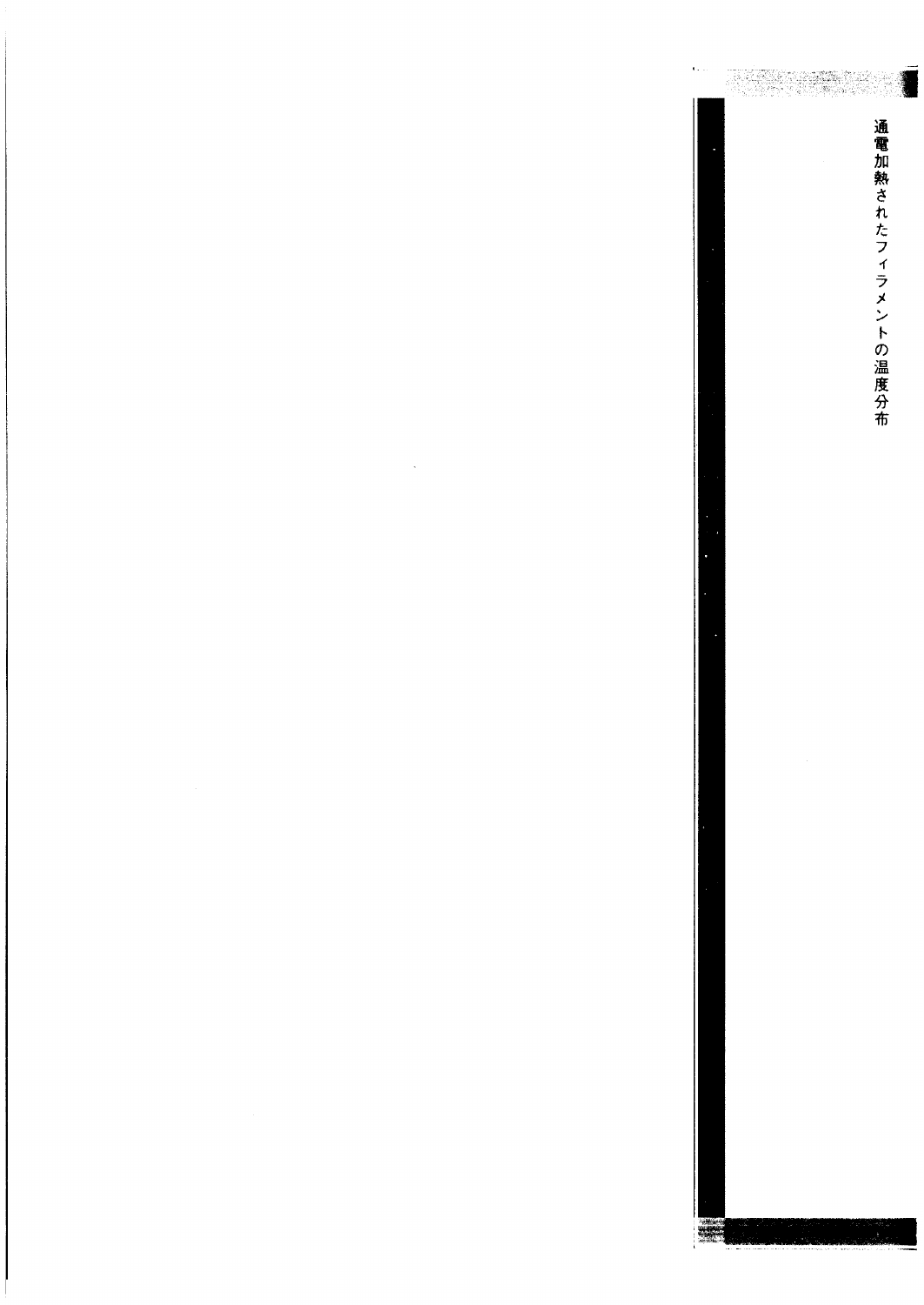通電加熱されたフィラメントの温度分布